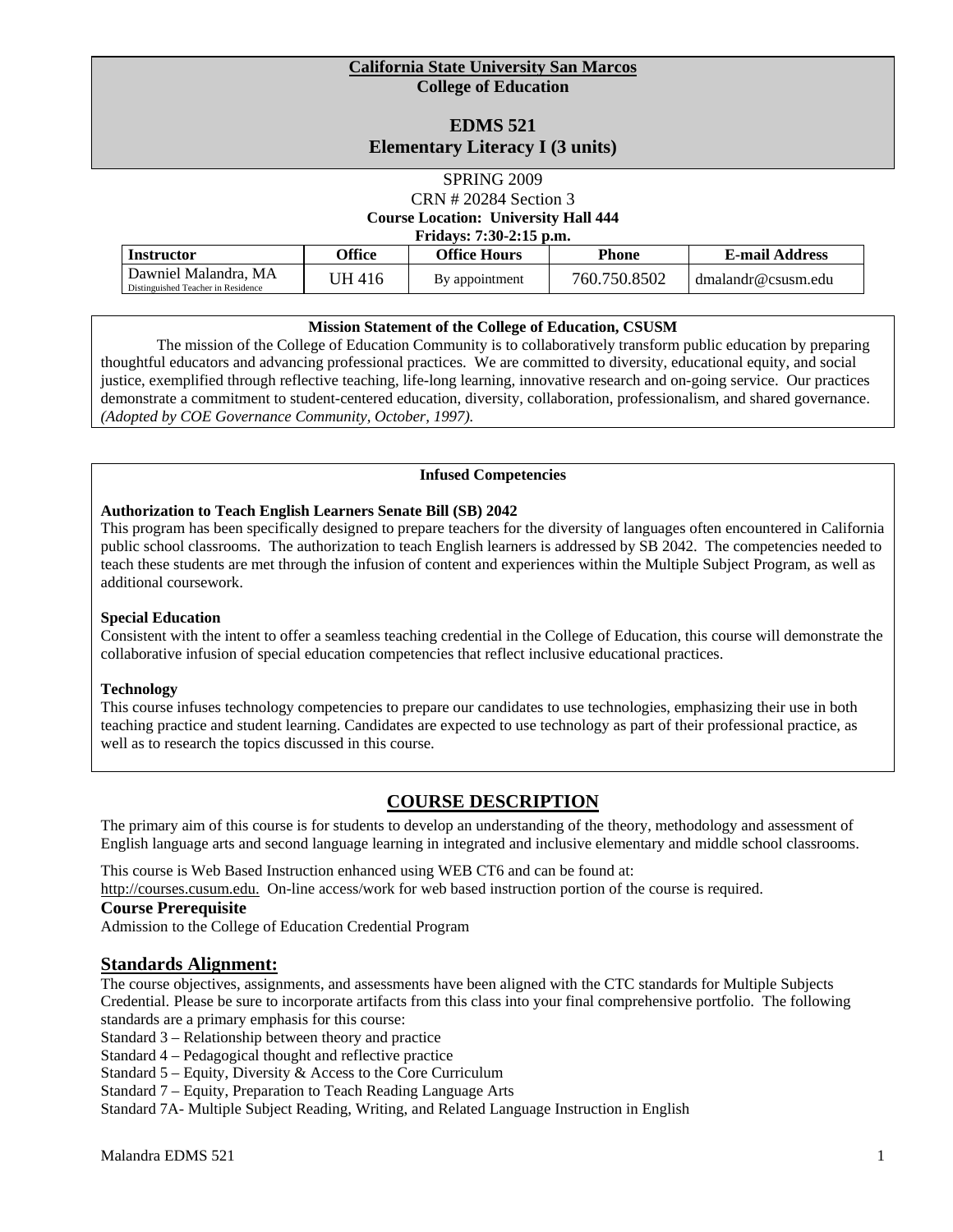**California State University San Marcos**
**College of Education**

# EDMS 521
# Elementary Literacy I (3 units)

SPRING 2009
CRN # 20284 Section 3
**Course Location: University Hall 444**
**Fridays: 7:30-2:15 p.m.**

| Instructor | Office | Office Hours | Phone | E-mail Address |
|---|---|---|---|---|
| Dawniel Malandra, MA<br>Distinguished Teacher in Residence | UH 416 | By appointment | 760.750.8502 | dmalandr@csusm.edu |

**Mission Statement of the College of Education, CSUSM**

The mission of the College of Education Community is to collaboratively transform public education by preparing thoughtful educators and advancing professional practices. We are committed to diversity, educational equity, and social justice, exemplified through reflective teaching, life-long learning, innovative research and on-going service. Our practices demonstrate a commitment to student-centered education, diversity, collaboration, professionalism, and shared governance. *(Adopted by COE Governance Community, October, 1997).*

**Infused Competencies**

**Authorization to Teach English Learners Senate Bill (SB) 2042**
This program has been specifically designed to prepare teachers for the diversity of languages often encountered in California public school classrooms. The authorization to teach English learners is addressed by SB 2042. The competencies needed to teach these students are met through the infusion of content and experiences within the Multiple Subject Program, as well as additional coursework.

**Special Education**
Consistent with the intent to offer a seamless teaching credential in the College of Education, this course will demonstrate the collaborative infusion of special education competencies that reflect inclusive educational practices.

**Technology**
This course infuses technology competencies to prepare our candidates to use technologies, emphasizing their use in both teaching practice and student learning. Candidates are expected to use technology as part of their professional practice, as well as to research the topics discussed in this course.

## COURSE DESCRIPTION

The primary aim of this course is for students to develop an understanding of the theory, methodology and assessment of English language arts and second language learning in integrated and inclusive elementary and middle school classrooms.

This course is Web Based Instruction enhanced using WEB CT6 and can be found at:
http://courses.cusum.edu. On-line access/work for web based instruction portion of the course is required.

### Course Prerequisite
Admission to the College of Education Credential Program

## Standards Alignment:

The course objectives, assignments, and assessments have been aligned with the CTC standards for Multiple Subjects Credential. Please be sure to incorporate artifacts from this class into your final comprehensive portfolio. The following standards are a primary emphasis for this course:

Standard 3 – Relationship between theory and practice
Standard 4 – Pedagogical thought and reflective practice
Standard 5 – Equity, Diversity & Access to the Core Curriculum
Standard 7 – Equity, Preparation to Teach Reading Language Arts
Standard 7A- Multiple Subject Reading, Writing, and Related Language Instruction in English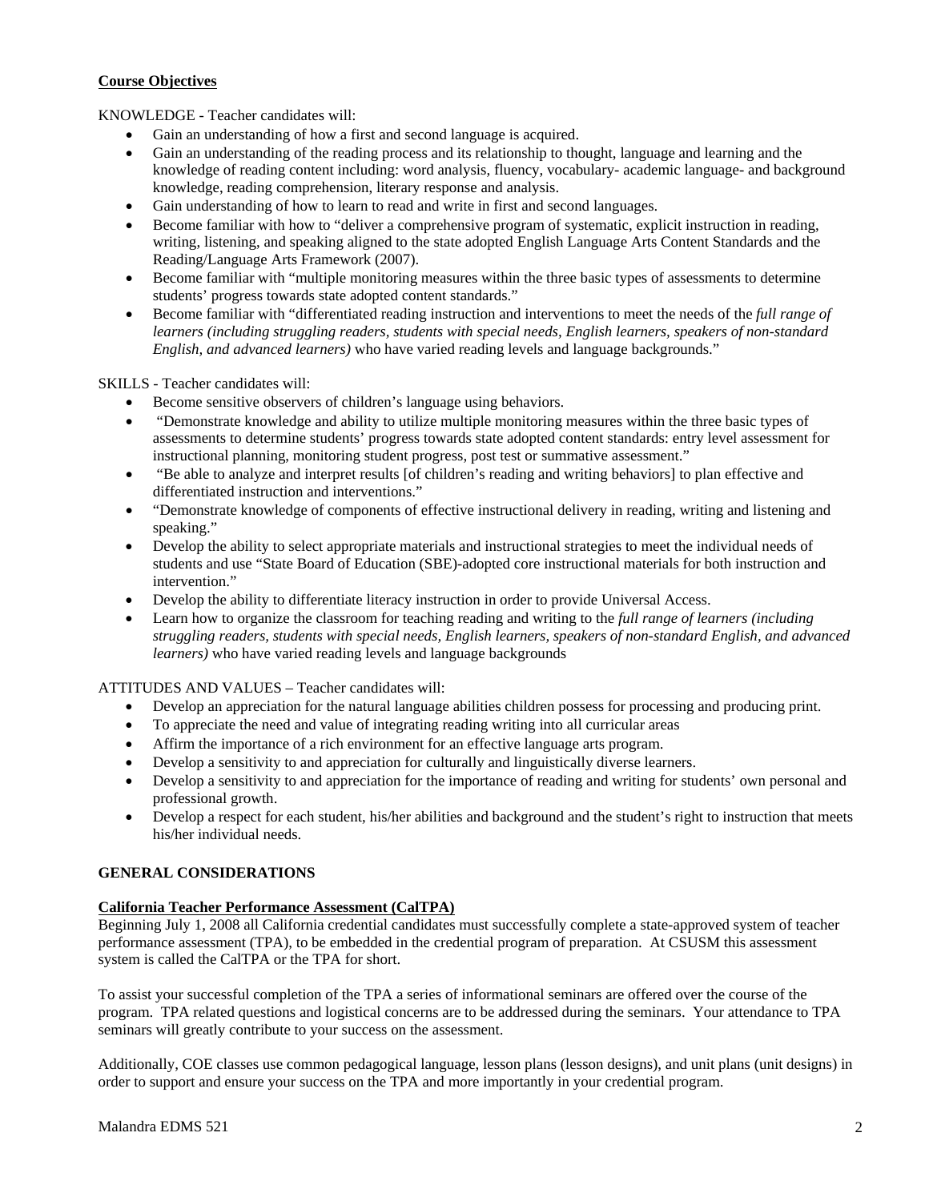**Course Objectives**

KNOWLEDGE - Teacher candidates will:

- Gain an understanding of how a first and second language is acquired.
- Gain an understanding of the reading process and its relationship to thought, language and learning and the knowledge of reading content including: word analysis, fluency, vocabulary- academic language- and background knowledge, reading comprehension, literary response and analysis.
- Gain understanding of how to learn to read and write in first and second languages.
- Become familiar with how to "deliver a comprehensive program of systematic, explicit instruction in reading, writing, listening, and speaking aligned to the state adopted English Language Arts Content Standards and the Reading/Language Arts Framework (2007).
- Become familiar with "multiple monitoring measures within the three basic types of assessments to determine students' progress towards state adopted content standards."
- Become familiar with "differentiated reading instruction and interventions to meet the needs of the *full range of learners (including struggling readers, students with special needs, English learners, speakers of non-standard English, and advanced learners)* who have varied reading levels and language backgrounds."

SKILLS - Teacher candidates will:

- Become sensitive observers of children's language using behaviors.
- "Demonstrate knowledge and ability to utilize multiple monitoring measures within the three basic types of assessments to determine students' progress towards state adopted content standards: entry level assessment for instructional planning, monitoring student progress, post test or summative assessment."
- "Be able to analyze and interpret results [of children's reading and writing behaviors] to plan effective and differentiated instruction and interventions."
- "Demonstrate knowledge of components of effective instructional delivery in reading, writing and listening and speaking."
- Develop the ability to select appropriate materials and instructional strategies to meet the individual needs of students and use "State Board of Education (SBE)-adopted core instructional materials for both instruction and intervention."
- Develop the ability to differentiate literacy instruction in order to provide Universal Access.
- Learn how to organize the classroom for teaching reading and writing to the *full range of learners (including struggling readers, students with special needs, English learners, speakers of non-standard English, and advanced learners)* who have varied reading levels and language backgrounds

ATTITUDES AND VALUES – Teacher candidates will:

- Develop an appreciation for the natural language abilities children possess for processing and producing print.
- To appreciate the need and value of integrating reading writing into all curricular areas
- Affirm the importance of a rich environment for an effective language arts program.
- Develop a sensitivity to and appreciation for culturally and linguistically diverse learners.
- Develop a sensitivity to and appreciation for the importance of reading and writing for students' own personal and professional growth.
- Develop a respect for each student, his/her abilities and background and the student's right to instruction that meets his/her individual needs.

## GENERAL CONSIDERATIONS

**California Teacher Performance Assessment (CalTPA)**

Beginning July 1, 2008 all California credential candidates must successfully complete a state-approved system of teacher performance assessment (TPA), to be embedded in the credential program of preparation. At CSUSM this assessment system is called the CalTPA or the TPA for short.

To assist your successful completion of the TPA a series of informational seminars are offered over the course of the program. TPA related questions and logistical concerns are to be addressed during the seminars. Your attendance to TPA seminars will greatly contribute to your success on the assessment.

Additionally, COE classes use common pedagogical language, lesson plans (lesson designs), and unit plans (unit designs) in order to support and ensure your success on the TPA and more importantly in your credential program.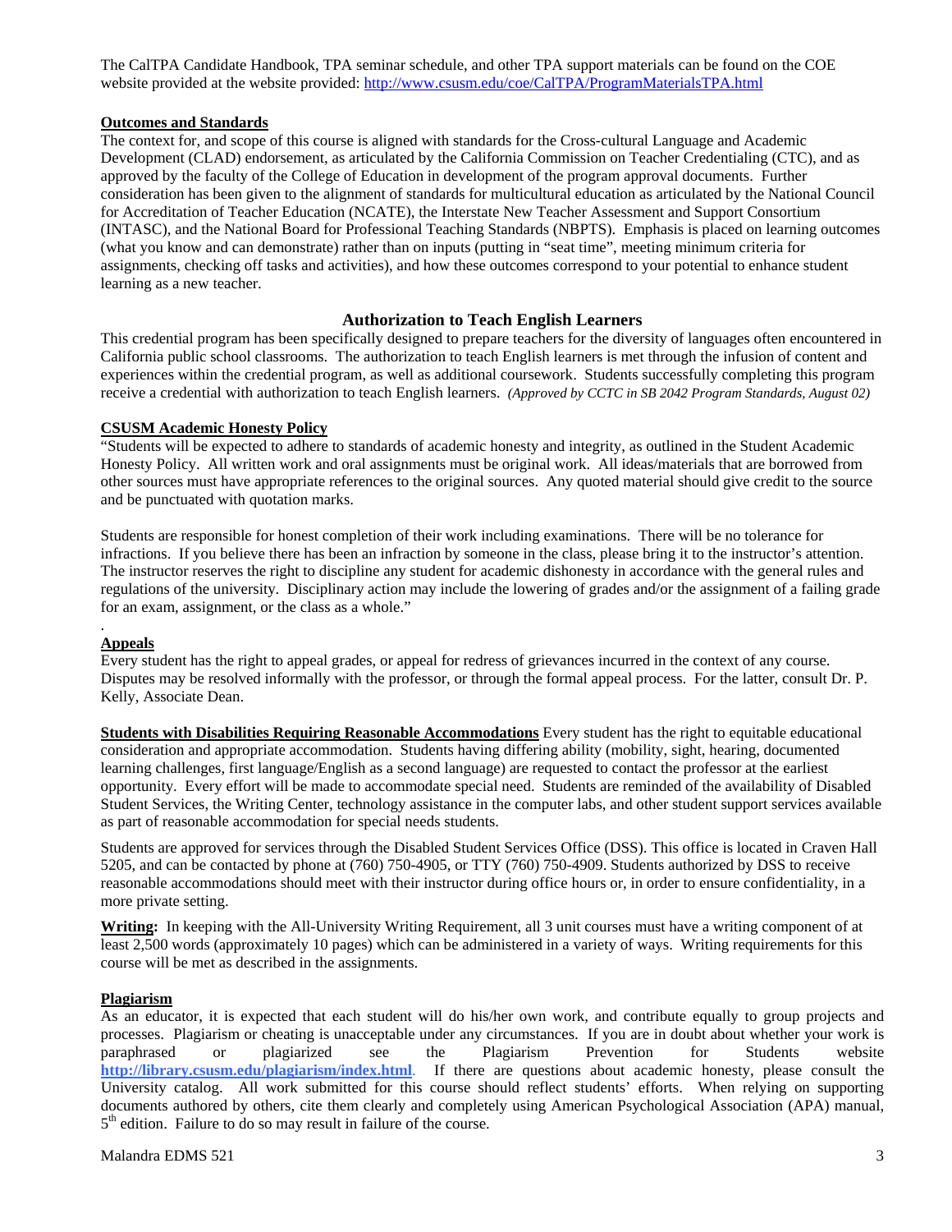The CalTPA Candidate Handbook, TPA seminar schedule, and other TPA support materials can be found on the COE website provided at the website provided: http://www.csusm.edu/coe/CalTPA/ProgramMaterialsTPA.html

**Outcomes and Standards**

The context for, and scope of this course is aligned with standards for the Cross-cultural Language and Academic Development (CLAD) endorsement, as articulated by the California Commission on Teacher Credentialing (CTC), and as approved by the faculty of the College of Education in development of the program approval documents. Further consideration has been given to the alignment of standards for multicultural education as articulated by the National Council for Accreditation of Teacher Education (NCATE), the Interstate New Teacher Assessment and Support Consortium (INTASC), and the National Board for Professional Teaching Standards (NBPTS). Emphasis is placed on learning outcomes (what you know and can demonstrate) rather than on inputs (putting in "seat time", meeting minimum criteria for assignments, checking off tasks and activities), and how these outcomes correspond to your potential to enhance student learning as a new teacher.

## Authorization to Teach English Learners

This credential program has been specifically designed to prepare teachers for the diversity of languages often encountered in California public school classrooms. The authorization to teach English learners is met through the infusion of content and experiences within the credential program, as well as additional coursework. Students successfully completing this program receive a credential with authorization to teach English learners. *(Approved by CCTC in SB 2042 Program Standards, August 02)*

**CSUSM Academic Honesty Policy**

"Students will be expected to adhere to standards of academic honesty and integrity, as outlined in the Student Academic Honesty Policy. All written work and oral assignments must be original work. All ideas/materials that are borrowed from other sources must have appropriate references to the original sources. Any quoted material should give credit to the source and be punctuated with quotation marks.

Students are responsible for honest completion of their work including examinations. There will be no tolerance for infractions. If you believe there has been an infraction by someone in the class, please bring it to the instructor's attention. The instructor reserves the right to discipline any student for academic dishonesty in accordance with the general rules and regulations of the university. Disciplinary action may include the lowering of grades and/or the assignment of a failing grade for an exam, assignment, or the class as a whole."

**Appeals**

Every student has the right to appeal grades, or appeal for redress of grievances incurred in the context of any course. Disputes may be resolved informally with the professor, or through the formal appeal process. For the latter, consult Dr. P. Kelly, Associate Dean.

**Students with Disabilities Requiring Reasonable Accommodations** Every student has the right to equitable educational consideration and appropriate accommodation. Students having differing ability (mobility, sight, hearing, documented learning challenges, first language/English as a second language) are requested to contact the professor at the earliest opportunity. Every effort will be made to accommodate special need. Students are reminded of the availability of Disabled Student Services, the Writing Center, technology assistance in the computer labs, and other student support services available as part of reasonable accommodation for special needs students.

Students are approved for services through the Disabled Student Services Office (DSS). This office is located in Craven Hall 5205, and can be contacted by phone at (760) 750-4905, or TTY (760) 750-4909. Students authorized by DSS to receive reasonable accommodations should meet with their instructor during office hours or, in order to ensure confidentiality, in a more private setting.

**Writing:** In keeping with the All-University Writing Requirement, all 3 unit courses must have a writing component of at least 2,500 words (approximately 10 pages) which can be administered in a variety of ways. Writing requirements for this course will be met as described in the assignments.

**Plagiarism**

As an educator, it is expected that each student will do his/her own work, and contribute equally to group projects and processes. Plagiarism or cheating is unacceptable under any circumstances. If you are in doubt about whether your work is paraphrased or plagiarized see the Plagiarism Prevention for Students website **http://library.csusm.edu/plagiarism/index.html**. If there are questions about academic honesty, please consult the University catalog. All work submitted for this course should reflect students' efforts. When relying on supporting documents authored by others, cite them clearly and completely using American Psychological Association (APA) manual, 5th edition. Failure to do so may result in failure of the course.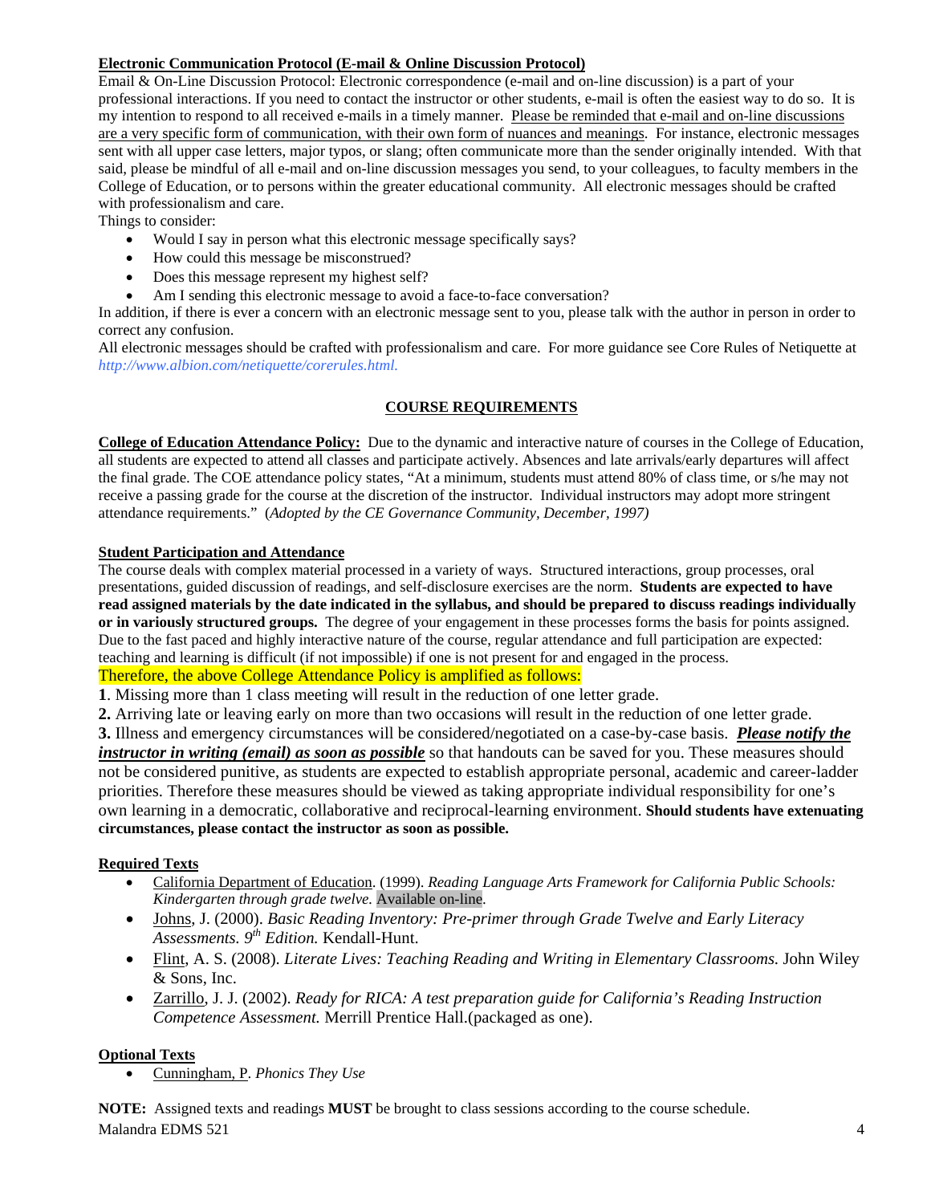**<u>Electronic Communication Protocol (E-mail & Online Discussion Protocol)</u>**

Email & On-Line Discussion Protocol: Electronic correspondence (e-mail and on-line discussion) is a part of your professional interactions. If you need to contact the instructor or other students, e-mail is often the easiest way to do so. It is my intention to respond to all received e-mails in a timely manner. <u>Please be reminded that e-mail and on-line discussions are a very specific form of communication, with their own form of nuances and meanings</u>. For instance, electronic messages sent with all upper case letters, major typos, or slang; often communicate more than the sender originally intended. With that said, please be mindful of all e-mail and on-line discussion messages you send, to your colleagues, to faculty members in the College of Education, or to persons within the greater educational community. All electronic messages should be crafted with professionalism and care.

Things to consider:

- Would I say in person what this electronic message specifically says?
- How could this message be misconstrued?
- Does this message represent my highest self?
- Am I sending this electronic message to avoid a face-to-face conversation?

In addition, if there is ever a concern with an electronic message sent to you, please talk with the author in person in order to correct any confusion.

All electronic messages should be crafted with professionalism and care. For more guidance see Core Rules of Netiquette at *http://www.albion.com/netiquette/corerules.html.*

## COURSE REQUIREMENTS

**<u>College of Education Attendance Policy:</u>** Due to the dynamic and interactive nature of courses in the College of Education, all students are expected to attend all classes and participate actively. Absences and late arrivals/early departures will affect the final grade. The COE attendance policy states, "At a minimum, students must attend 80% of class time, or s/he may not receive a passing grade for the course at the discretion of the instructor. Individual instructors may adopt more stringent attendance requirements." (*Adopted by the CE Governance Community, December, 1997)*

**<u>Student Participation and Attendance</u>**

The course deals with complex material processed in a variety of ways. Structured interactions, group processes, oral presentations, guided discussion of readings, and self-disclosure exercises are the norm. **Students are expected to have read assigned materials by the date indicated in the syllabus, and should be prepared to discuss readings individually or in variously structured groups.** The degree of your engagement in these processes forms the basis for points assigned. Due to the fast paced and highly interactive nature of the course, regular attendance and full participation are expected: teaching and learning is difficult (if not impossible) if one is not present for and engaged in the process.

Therefore, the above College Attendance Policy is amplified as follows:

**1**. Missing more than 1 class meeting will result in the reduction of one letter grade.

**2.** Arriving late or leaving early on more than two occasions will result in the reduction of one letter grade.

**3.** Illness and emergency circumstances will be considered/negotiated on a case-by-case basis. ***<u>Please notify the instructor in writing (email) as soon as possible</u>*** so that handouts can be saved for you. These measures should not be considered punitive, as students are expected to establish appropriate personal, academic and career-ladder priorities. Therefore these measures should be viewed as taking appropriate individual responsibility for one's own learning in a democratic, collaborative and reciprocal-learning environment. **Should students have extenuating circumstances, please contact the instructor as soon as possible.**

**<u>Required Texts</u>**

- <u>California Department of Education</u>. (1999). *Reading Language Arts Framework for California Public Schools: Kindergarten through grade twelve.* Available on-line.
- <u>Johns</u>, J. (2000). *Basic Reading Inventory: Pre-primer through Grade Twelve and Early Literacy Assessments. 9th Edition.* Kendall-Hunt.
- <u>Flint</u>, A. S. (2008). *Literate Lives: Teaching Reading and Writing in Elementary Classrooms.* John Wiley & Sons, Inc.
- <u>Zarrillo</u>, J. J. (2002). *Ready for RICA: A test preparation guide for California's Reading Instruction Competence Assessment.* Merrill Prentice Hall.(packaged as one).

**<u>Optional Texts</u>**

- <u>Cunningham, P</u>. *Phonics They Use*

**NOTE:** Assigned texts and readings **MUST** be brought to class sessions according to the course schedule.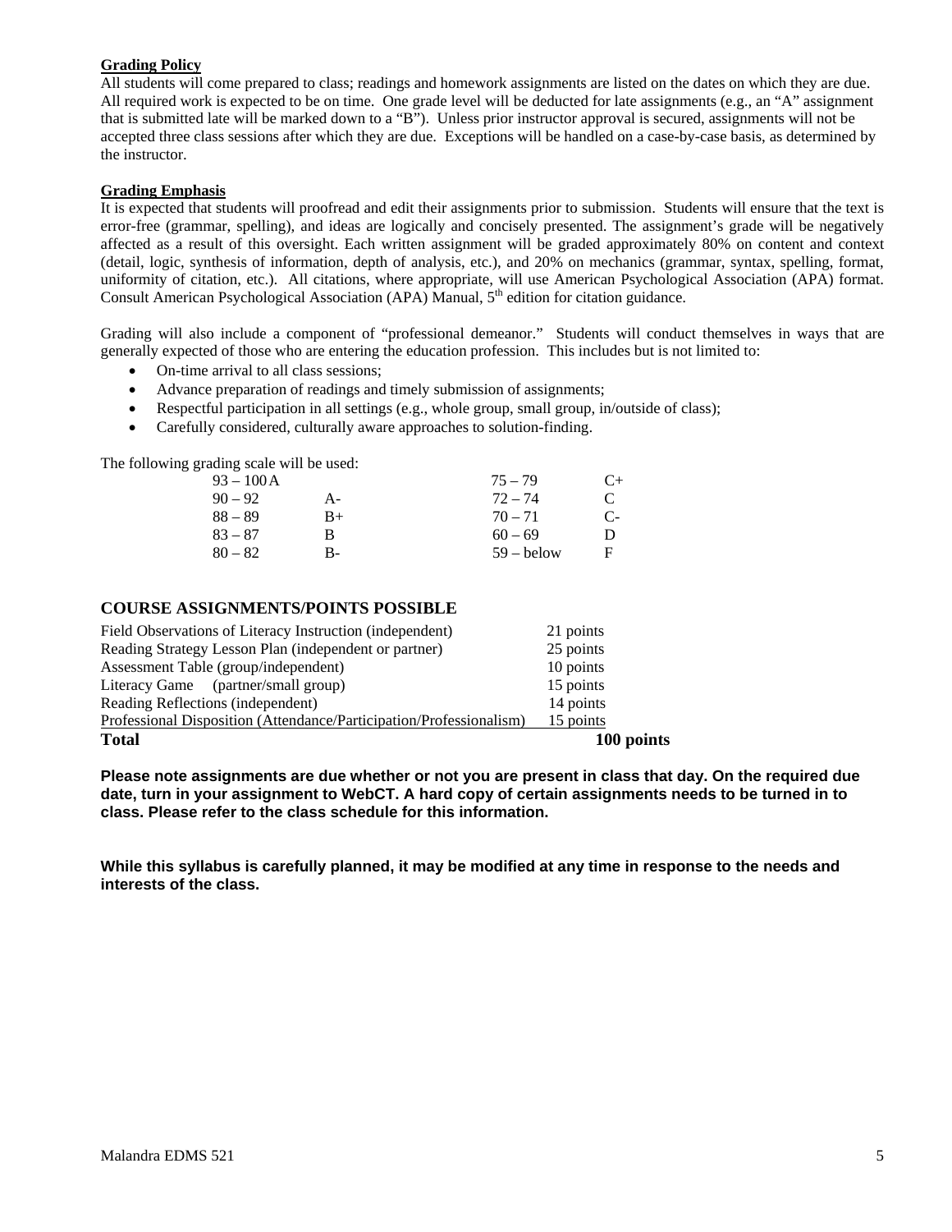**Grading Policy**

All students will come prepared to class; readings and homework assignments are listed on the dates on which they are due. All required work is expected to be on time. One grade level will be deducted for late assignments (e.g., an "A" assignment that is submitted late will be marked down to a "B"). Unless prior instructor approval is secured, assignments will not be accepted three class sessions after which they are due. Exceptions will be handled on a case-by-case basis, as determined by the instructor.

**Grading Emphasis**

It is expected that students will proofread and edit their assignments prior to submission. Students will ensure that the text is error-free (grammar, spelling), and ideas are logically and concisely presented. The assignment's grade will be negatively affected as a result of this oversight. Each written assignment will be graded approximately 80% on content and context (detail, logic, synthesis of information, depth of analysis, etc.), and 20% on mechanics (grammar, syntax, spelling, format, uniformity of citation, etc.). All citations, where appropriate, will use American Psychological Association (APA) format. Consult American Psychological Association (APA) Manual, 5th edition for citation guidance.

Grading will also include a component of "professional demeanor." Students will conduct themselves in ways that are generally expected of those who are entering the education profession. This includes but is not limited to:

- On-time arrival to all class sessions;
- Advance preparation of readings and timely submission of assignments;
- Respectful participation in all settings (e.g., whole group, small group, in/outside of class);
- Carefully considered, culturally aware approaches to solution-finding.

The following grading scale will be used:

| Range | Grade | Range | Grade |
|---|---|---|---|
| 93 – 100 | A | 75 – 79 | C+ |
| 90 – 92 | A- | 72 – 74 | C |
| 88 – 89 | B+ | 70 – 71 | C- |
| 83 – 87 | B | 60 – 69 | D |
| 80 – 82 | B- | 59 – below | F |

## COURSE ASSIGNMENTS/POINTS POSSIBLE

| Assignment | Points |
|---|---|
| Field Observations of Literacy Instruction (independent) | 21 points |
| Reading Strategy Lesson Plan (independent or partner) | 25 points |
| Assessment Table (group/independent) | 10 points |
| Literacy Game (partner/small group) | 15 points |
| Reading Reflections (independent) | 14 points |
| Professional Disposition (Attendance/Participation/Professionalism) | 15 points |
| **Total** | **100 points** |

**Please note assignments are due whether or not you are present in class that day. On the required due date, turn in your assignment to WebCT. A hard copy of certain assignments needs to be turned in to class. Please refer to the class schedule for this information.**

**While this syllabus is carefully planned, it may be modified at any time in response to the needs and interests of the class.**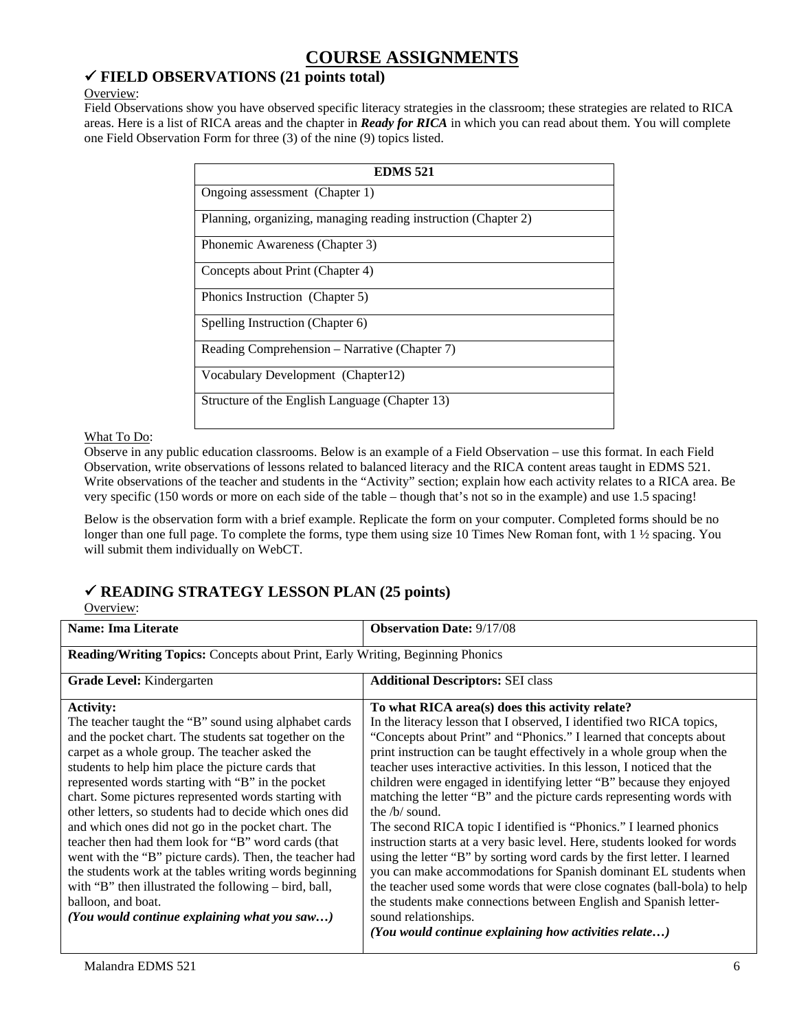# COURSE ASSIGNMENTS

## ✓ FIELD OBSERVATIONS (21 points total)

Overview:

Field Observations show you have observed specific literacy strategies in the classroom; these strategies are related to RICA areas. Here is a list of RICA areas and the chapter in ***Ready for RICA*** in which you can read about them. You will complete one Field Observation Form for three (3) of the nine (9) topics listed.

| EDMS 521 |
|---|
| Ongoing assessment (Chapter 1) |
| Planning, organizing, managing reading instruction (Chapter 2) |
| Phonemic Awareness (Chapter 3) |
| Concepts about Print (Chapter 4) |
| Phonics Instruction (Chapter 5) |
| Spelling Instruction (Chapter 6) |
| Reading Comprehension – Narrative (Chapter 7) |
| Vocabulary Development (Chapter12) |
| Structure of the English Language (Chapter 13) |

What To Do:

Observe in any public education classrooms. Below is an example of a Field Observation – use this format. In each Field Observation, write observations of lessons related to balanced literacy and the RICA content areas taught in EDMS 521. Write observations of the teacher and students in the "Activity" section; explain how each activity relates to a RICA area. Be very specific (150 words or more on each side of the table – though that's not so in the example) and use 1.5 spacing!

Below is the observation form with a brief example. Replicate the form on your computer. Completed forms should be no longer than one full page. To complete the forms, type them using size 10 Times New Roman font, with 1 ½ spacing. You will submit them individually on WebCT.

## ✓ READING STRATEGY LESSON PLAN (25 points)

Overview:

| **Name: Ima Literate** | **Observation Date:** 9/17/08 |
|---|---|
| **Reading/Writing Topics:** Concepts about Print, Early Writing, Beginning Phonics | |
| **Grade Level:** Kindergarten | **Additional Descriptors:** SEI class |
| **Activity:**<br>The teacher taught the "B" sound using alphabet cards and the pocket chart. The students sat together on the carpet as a whole group. The teacher asked the students to help him place the picture cards that represented words starting with "B" in the pocket chart. Some pictures represented words starting with other letters, so students had to decide which ones did and which ones did not go in the pocket chart. The teacher then had them look for "B" word cards (that went with the "B" picture cards). Then, the teacher had the students work at the tables writing words beginning with "B" then illustrated the following – bird, ball, balloon, and boat.<br>***(You would continue explaining what you saw…)*** | **To what RICA area(s) does this activity relate?**<br>In the literacy lesson that I observed, I identified two RICA topics, "Concepts about Print" and "Phonics." I learned that concepts about print instruction can be taught effectively in a whole group when the teacher uses interactive activities. In this lesson, I noticed that the children were engaged in identifying letter "B" because they enjoyed matching the letter "B" and the picture cards representing words with the /b/ sound.<br>The second RICA topic I identified is "Phonics." I learned phonics instruction starts at a very basic level. Here, students looked for words using the letter "B" by sorting word cards by the first letter. I learned you can make accommodations for Spanish dominant EL students when the teacher used some words that were close cognates (ball-bola) to help the students make connections between English and Spanish letter-sound relationships.<br>***(You would continue explaining how activities relate…)*** |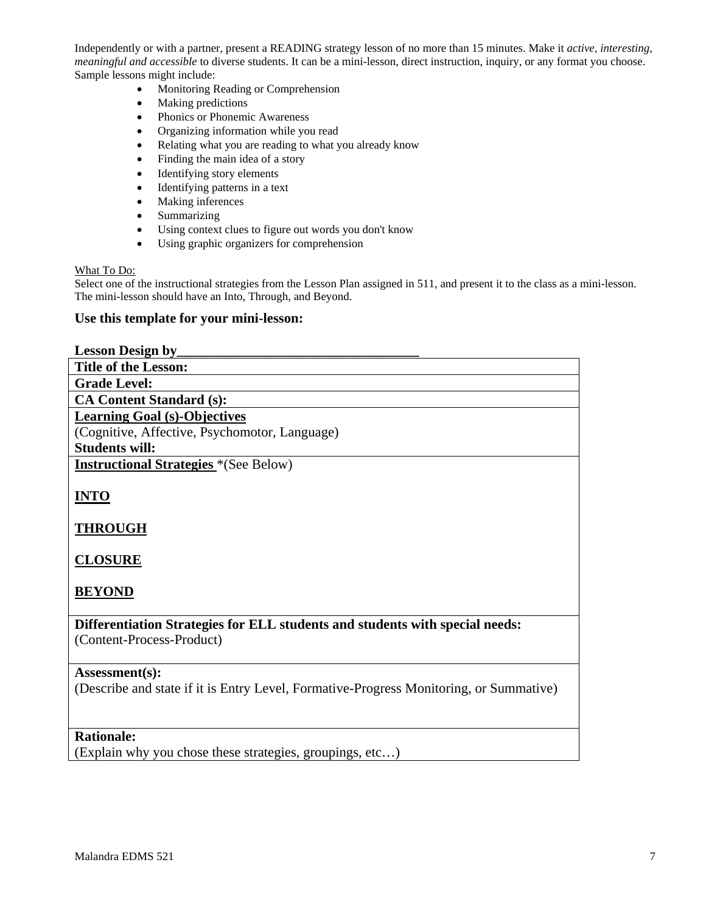Independently or with a partner, present a READING strategy lesson of no more than 15 minutes. Make it *active, interesting, meaningful and accessible* to diverse students. It can be a mini-lesson, direct instruction, inquiry, or any format you choose. Sample lessons might include:

- Monitoring Reading or Comprehension
- Making predictions
- Phonics or Phonemic Awareness
- Organizing information while you read
- Relating what you are reading to what you already know
- Finding the main idea of a story
- Identifying story elements
- Identifying patterns in a text
- Making inferences
- Summarizing
- Using context clues to figure out words you don't know
- Using graphic organizers for comprehension

What To Do:
Select one of the instructional strategies from the Lesson Plan assigned in 511, and present it to the class as a mini-lesson. The mini-lesson should have an Into, Through, and Beyond.

### Use this template for your mini-lesson:

**Lesson Design by__________________________________**

| **Title of the Lesson:** |
|---|
| **Grade Level:** |
| **CA Content Standard (s):** |
| **Learning Goal (s)-Objectives**<br>(Cognitive, Affective, Psychomotor, Language)<br>**Students will:** |
| **Instructional Strategies** *(See Below)<br><br>**INTO**<br><br>**THROUGH**<br><br>**CLOSURE**<br><br>**BEYOND** |
| **Differentiation Strategies for ELL students and students with special needs:**<br>(Content-Process-Product) |
| **Assessment(s):**<br>(Describe and state if it is Entry Level, Formative-Progress Monitoring, or Summative) |
| **Rationale:**<br>(Explain why you chose these strategies, groupings, etc…) |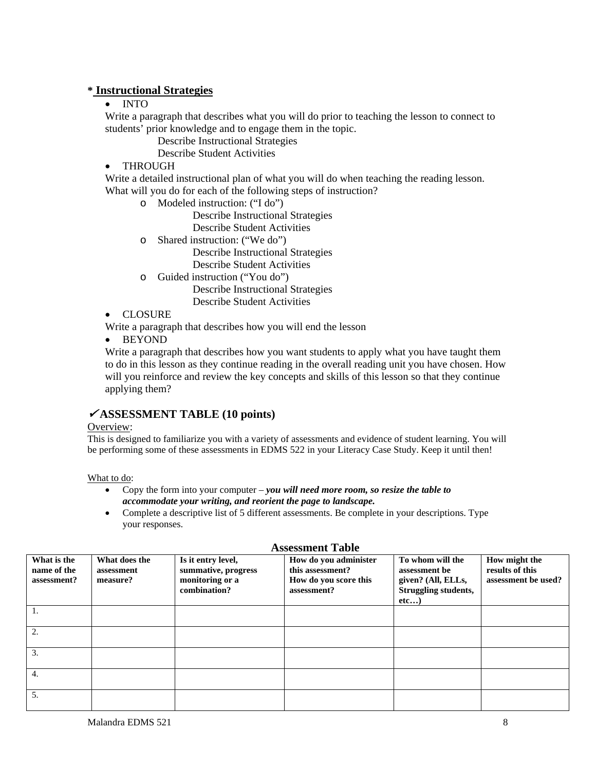**\* Instructional Strategies**

- INTO

Write a paragraph that describes what you will do prior to teaching the lesson to connect to students' prior knowledge and to engage them in the topic.

Describe Instructional Strategies
Describe Student Activities

- THROUGH

Write a detailed instructional plan of what you will do when teaching the reading lesson. What will you do for each of the following steps of instruction?

  - Modeled instruction: ("I do")
    Describe Instructional Strategies
    Describe Student Activities
  - Shared instruction: ("We do")
    Describe Instructional Strategies
    Describe Student Activities
  - Guided instruction ("You do")
    Describe Instructional Strategies
    Describe Student Activities

- CLOSURE

Write a paragraph that describes how you will end the lesson

- BEYOND

Write a paragraph that describes how you want students to apply what you have taught them to do in this lesson as they continue reading in the overall reading unit you have chosen. How will you reinforce and review the key concepts and skills of this lesson so that they continue applying them?

## ✓ASSESSMENT TABLE (10 points)

Overview:
This is designed to familiarize you with a variety of assessments and evidence of student learning. You will be performing some of these assessments in EDMS 522 in your Literacy Case Study. Keep it until then!

What to do:

- Copy the form into your computer – ***you will need more room, so resize the table to accommodate your writing, and reorient the page to landscape.***
- Complete a descriptive list of 5 different assessments. Be complete in your descriptions. Type your responses.

**Assessment Table**

| What is the name of the assessment? | What does the assessment measure? | Is it entry level, summative, progress monitoring or a combination? | How do you administer this assessment? How do you score this assessment? | To whom will the assessment be given? (All, ELLs, Struggling students, etc…) | How might the results of this assessment be used? |
|---|---|---|---|---|---|
| 1. | | | | | |
| 2. | | | | | |
| 3. | | | | | |
| 4. | | | | | |
| 5. | | | | | |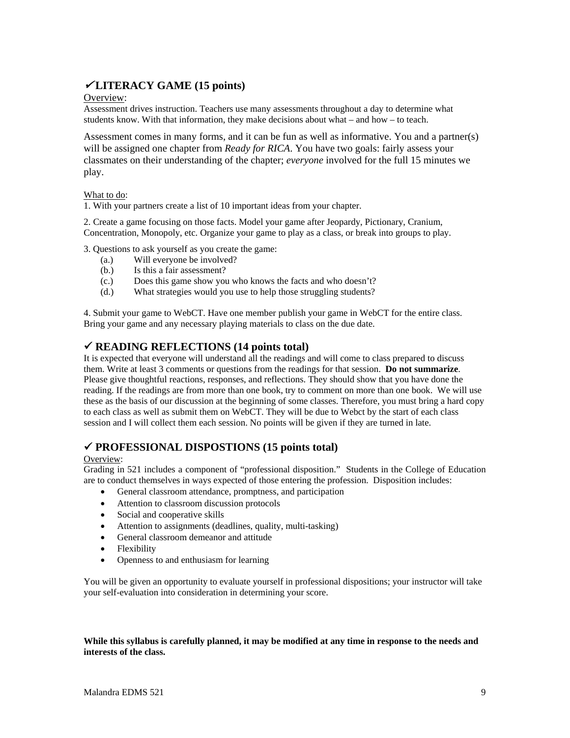## ✓LITERACY GAME (15 points)

Overview:

Assessment drives instruction. Teachers use many assessments throughout a day to determine what students know. With that information, they make decisions about what – and how – to teach.

Assessment comes in many forms, and it can be fun as well as informative. You and a partner(s) will be assigned one chapter from *Ready for RICA.* You have two goals: fairly assess your classmates on their understanding of the chapter; *everyone* involved for the full 15 minutes we play.

What to do:

1. With your partners create a list of 10 important ideas from your chapter.

2. Create a game focusing on those facts. Model your game after Jeopardy, Pictionary, Cranium, Concentration, Monopoly, etc. Organize your game to play as a class, or break into groups to play.

3. Questions to ask yourself as you create the game:
   - (a.) Will everyone be involved?
   - (b.) Is this a fair assessment?
   - (c.) Does this game show you who knows the facts and who doesn't?
   - (d.) What strategies would you use to help those struggling students?

4. Submit your game to WebCT. Have one member publish your game in WebCT for the entire class. Bring your game and any necessary playing materials to class on the due date.

## ✓ READING REFLECTIONS (14 points total)

It is expected that everyone will understand all the readings and will come to class prepared to discuss them. Write at least 3 comments or questions from the readings for that session. **Do not summarize**. Please give thoughtful reactions, responses, and reflections. They should show that you have done the reading. If the readings are from more than one book, try to comment on more than one book. We will use these as the basis of our discussion at the beginning of some classes. Therefore, you must bring a hard copy to each class as well as submit them on WebCT. They will be due to Webct by the start of each class session and I will collect them each session. No points will be given if they are turned in late.

## ✓ PROFESSIONAL DISPOSTIONS (15 points total)

Overview:

Grading in 521 includes a component of "professional disposition." Students in the College of Education are to conduct themselves in ways expected of those entering the profession. Disposition includes:

- General classroom attendance, promptness, and participation
- Attention to classroom discussion protocols
- Social and cooperative skills
- Attention to assignments (deadlines, quality, multi-tasking)
- General classroom demeanor and attitude
- Flexibility
- Openness to and enthusiasm for learning

You will be given an opportunity to evaluate yourself in professional dispositions; your instructor will take your self-evaluation into consideration in determining your score.

**While this syllabus is carefully planned, it may be modified at any time in response to the needs and interests of the class.**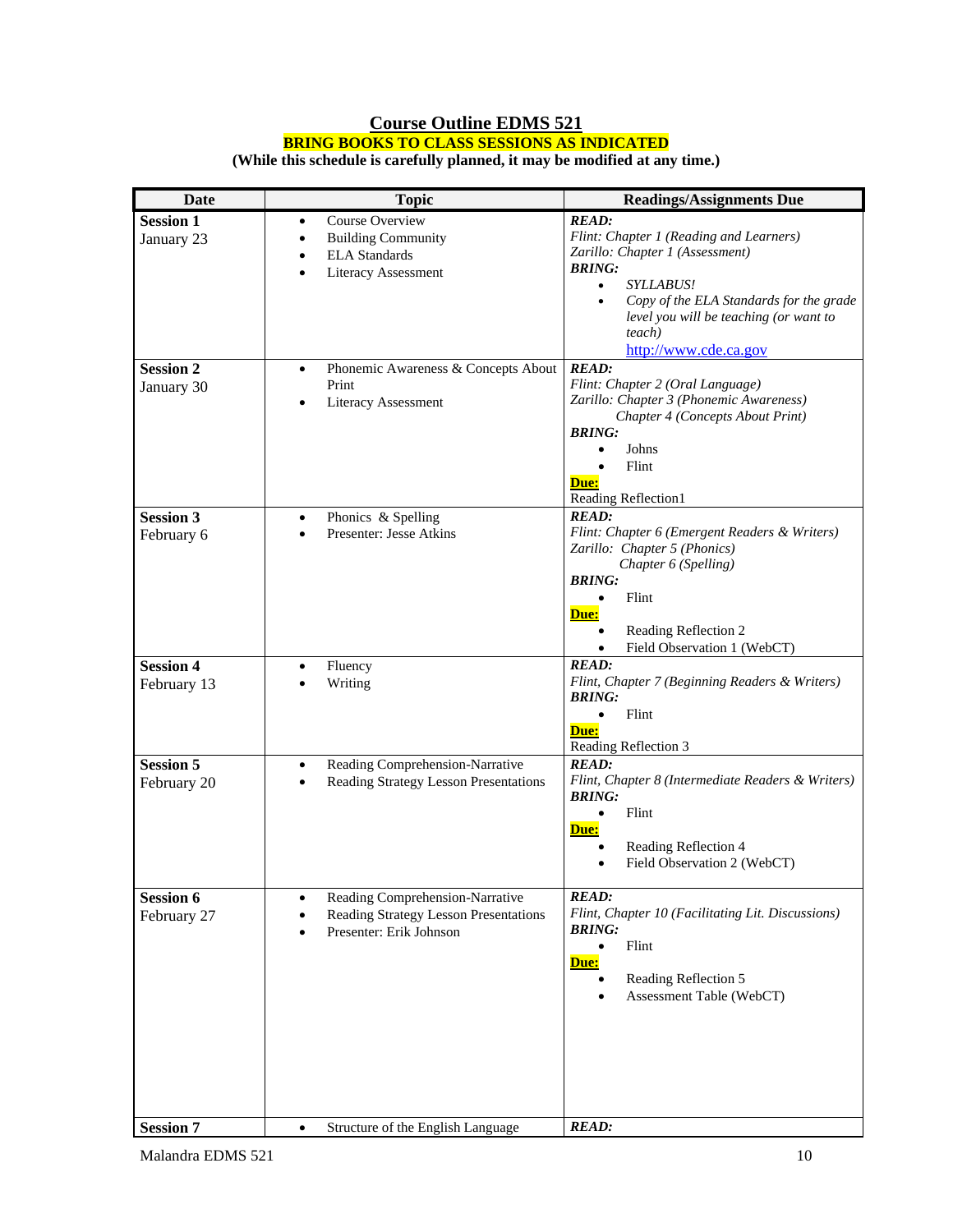## Course Outline EDMS 521

**BRING BOOKS TO CLASS SESSIONS AS INDICATED**

**(While this schedule is carefully planned, it may be modified at any time.)**

| Date | Topic | Readings/Assignments Due |
|---|---|---|
| **Session 1**<br>January 23 | • Course Overview<br>• Building Community<br>• ELA Standards<br>• Literacy Assessment | ***READ:***<br>*Flint: Chapter 1 (Reading and Learners)*<br>*Zarillo: Chapter 1 (Assessment)*<br>***BRING:***<br>• *SYLLABUS!*<br>• *Copy of the ELA Standards for the grade level you will be teaching (or want to teach)* http://www.cde.ca.gov |
| **Session 2**<br>January 30 | • Phonemic Awareness & Concepts About Print<br>• Literacy Assessment | ***READ:***<br>*Flint: Chapter 2 (Oral Language)*<br>*Zarillo: Chapter 3 (Phonemic Awareness)*<br>*Chapter 4 (Concepts About Print)*<br>***BRING:***<br>• Johns<br>• Flint<br>**Due:**<br>Reading Reflection1 |
| **Session 3**<br>February 6 | • Phonics & Spelling<br>• Presenter: Jesse Atkins | ***READ:***<br>*Flint: Chapter 6 (Emergent Readers & Writers)*<br>*Zarillo: Chapter 5 (Phonics)*<br>*Chapter 6 (Spelling)*<br>***BRING:***<br>• Flint<br>**Due:**<br>• Reading Reflection 2<br>• Field Observation 1 (WebCT) |
| **Session 4**<br>February 13 | • Fluency<br>• Writing | ***READ:***<br>*Flint, Chapter 7 (Beginning Readers & Writers)*<br>***BRING:***<br>• Flint<br>**Due:**<br>Reading Reflection 3 |
| **Session 5**<br>February 20 | • Reading Comprehension-Narrative<br>• Reading Strategy Lesson Presentations | ***READ:***<br>*Flint, Chapter 8 (Intermediate Readers & Writers)*<br>***BRING:***<br>• Flint<br>**Due:**<br>• Reading Reflection 4<br>• Field Observation 2 (WebCT) |
| **Session 6**<br>February 27 | • Reading Comprehension-Narrative<br>• Reading Strategy Lesson Presentations<br>• Presenter: Erik Johnson | ***READ:***<br>*Flint, Chapter 10 (Facilitating Lit. Discussions)*<br>***BRING:***<br>• Flint<br>**Due:**<br>• Reading Reflection 5<br>• Assessment Table (WebCT) |
| **Session 7** | • Structure of the English Language | ***READ:*** |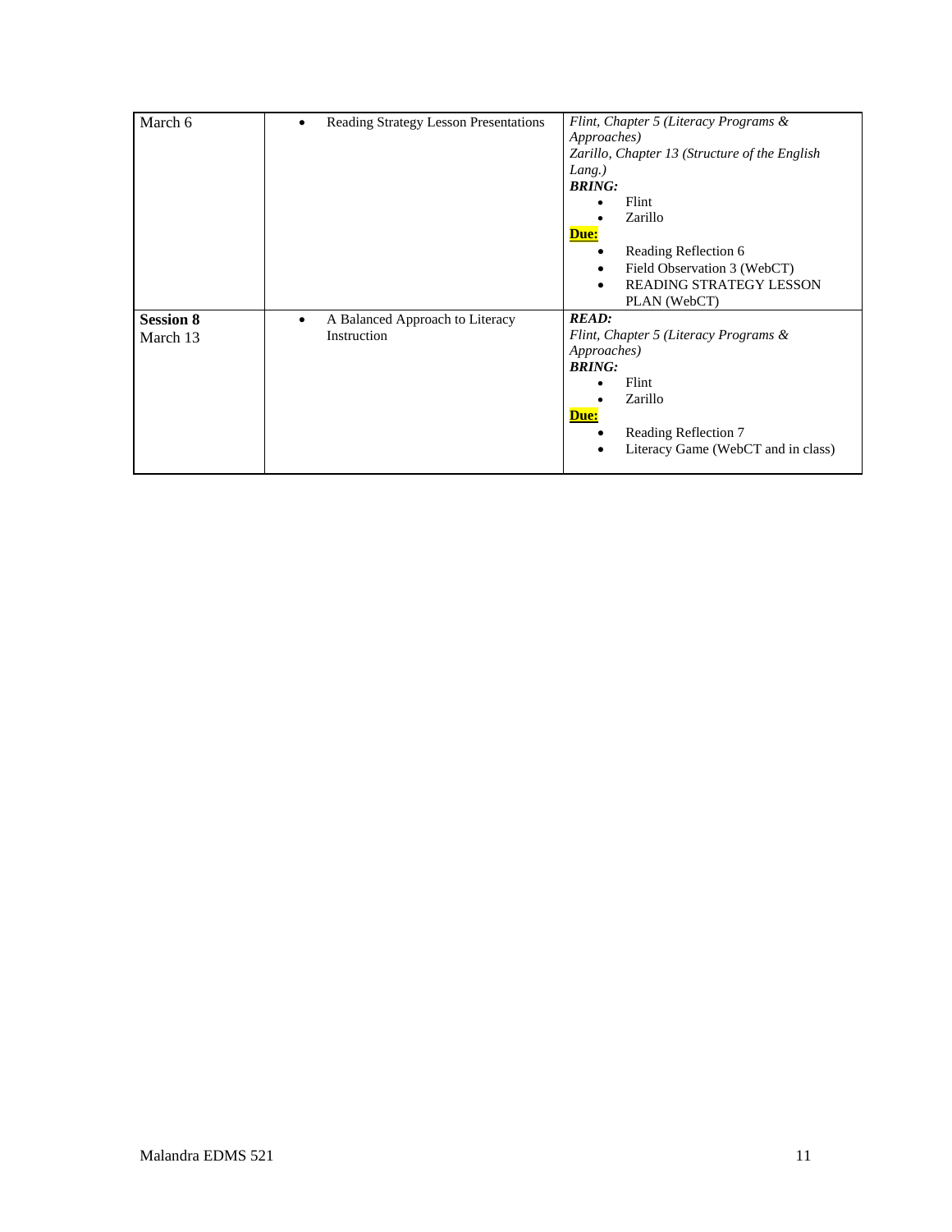| | | |
|---|---|---|
| March 6 | • Reading Strategy Lesson Presentations | *Flint, Chapter 5 (Literacy Programs & Approaches)*<br>*Zarillo, Chapter 13 (Structure of the English Lang.)*<br>***BRING:***<br>• Flint<br>• Zarillo<br>**Due:**<br>• Reading Reflection 6<br>• Field Observation 3 (WebCT)<br>• READING STRATEGY LESSON PLAN (WebCT) |
| **Session 8**<br>March 13 | • A Balanced Approach to Literacy Instruction | ***READ:***<br>*Flint, Chapter 5 (Literacy Programs & Approaches)*<br>***BRING:***<br>• Flint<br>• Zarillo<br>**Due:**<br>• Reading Reflection 7<br>• Literacy Game (WebCT and in class) |